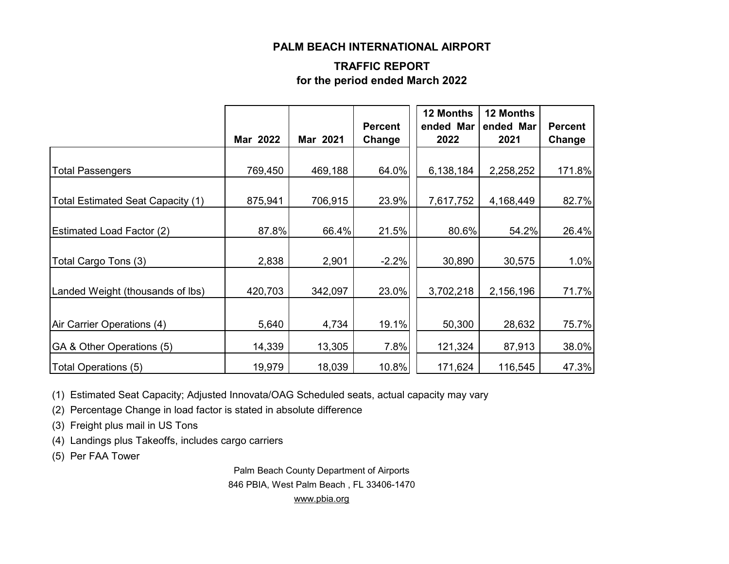# PALM BEACH INTERNATIONAL AIRPORT

## TRAFFIC REPORT
## for the period ended March 2022

| | Mar 2022 | Mar 2021 | Percent Change | 12 Months ended Mar 2022 | 12 Months ended Mar 2021 | Percent Change |
|---|---|---|---|---|---|---|
| Total Passengers | 769,450 | 469,188 | 64.0% | 6,138,184 | 2,258,252 | 171.8% |
| Total Estimated Seat Capacity (1) | 875,941 | 706,915 | 23.9% | 7,617,752 | 4,168,449 | 82.7% |
| Estimated Load Factor (2) | 87.8% | 66.4% | 21.5% | 80.6% | 54.2% | 26.4% |
| Total Cargo Tons (3) | 2,838 | 2,901 | -2.2% | 30,890 | 30,575 | 1.0% |
| Landed Weight (thousands of lbs) | 420,703 | 342,097 | 23.0% | 3,702,218 | 2,156,196 | 71.7% |
| Air Carrier Operations (4) | 5,640 | 4,734 | 19.1% | 50,300 | 28,632 | 75.7% |
| GA & Other Operations (5) | 14,339 | 13,305 | 7.8% | 121,324 | 87,913 | 38.0% |
| Total Operations (5) | 19,979 | 18,039 | 10.8% | 171,624 | 116,545 | 47.3% |

(1) Estimated Seat Capacity; Adjusted Innovata/OAG Scheduled seats, actual capacity may vary

(2) Percentage Change in load factor is stated in absolute difference

(3) Freight plus mail in US Tons

(4) Landings plus Takeoffs, includes cargo carriers

(5) Per FAA Tower

Palm Beach County Department of Airports
846 PBIA, West Palm Beach , FL 33406-1470
www.pbia.org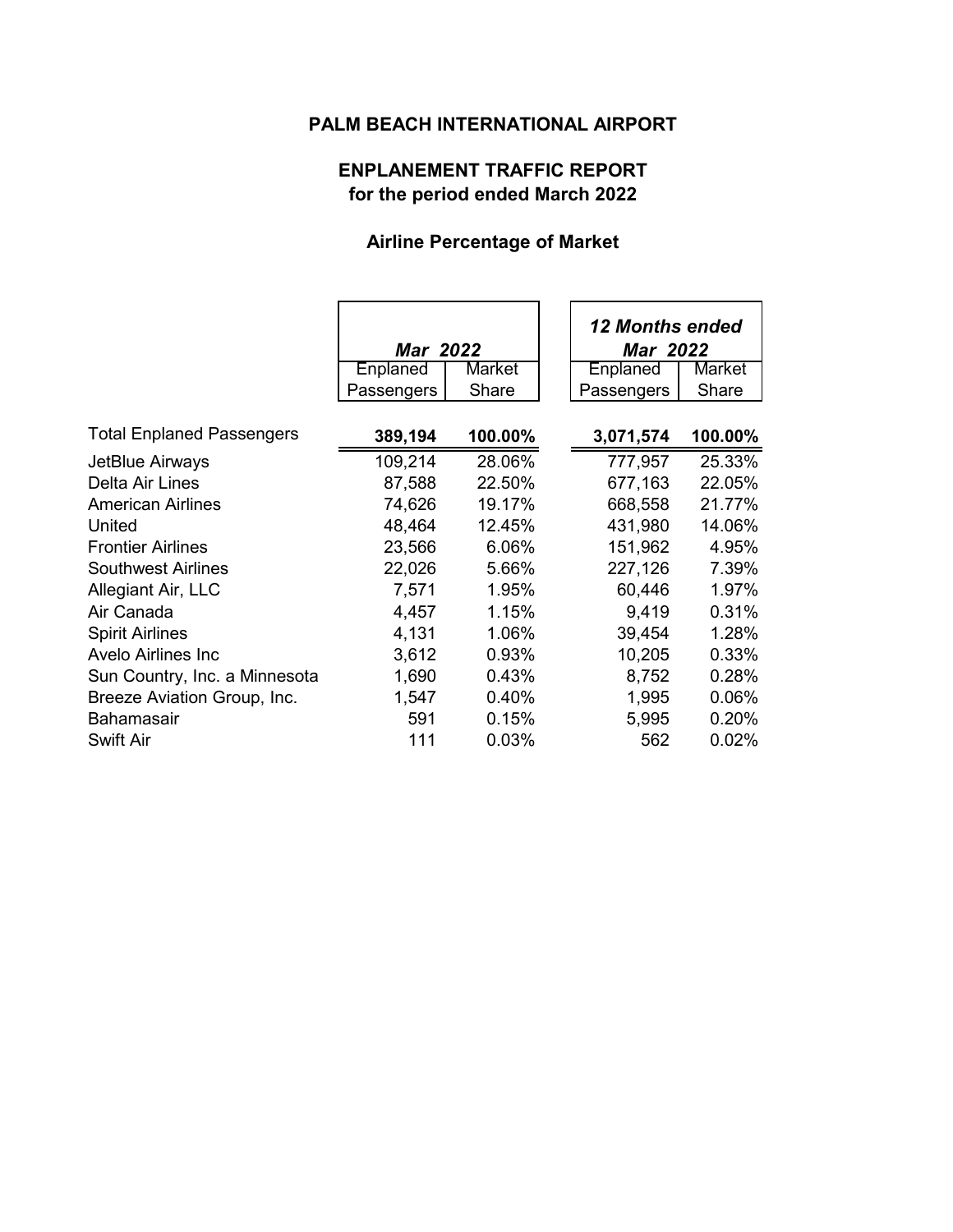# PALM BEACH INTERNATIONAL AIRPORT

## ENPLANEMENT TRAFFIC REPORT
## for the period ended March 2022

### Airline Percentage of Market

| | *Mar 2022* | | *12 Months ended Mar 2022* | |
|---|---|---|---|---|
| | Enplaned Passengers | Market Share | Enplaned Passengers | Market Share |
| Total Enplaned Passengers | **389,194** | **100.00%** | **3,071,574** | **100.00%** |
| JetBlue Airways | 109,214 | 28.06% | 777,957 | 25.33% |
| Delta Air Lines | 87,588 | 22.50% | 677,163 | 22.05% |
| American Airlines | 74,626 | 19.17% | 668,558 | 21.77% |
| United | 48,464 | 12.45% | 431,980 | 14.06% |
| Frontier Airlines | 23,566 | 6.06% | 151,962 | 4.95% |
| Southwest Airlines | 22,026 | 5.66% | 227,126 | 7.39% |
| Allegiant Air, LLC | 7,571 | 1.95% | 60,446 | 1.97% |
| Air Canada | 4,457 | 1.15% | 9,419 | 0.31% |
| Spirit Airlines | 4,131 | 1.06% | 39,454 | 1.28% |
| Avelo Airlines Inc | 3,612 | 0.93% | 10,205 | 0.33% |
| Sun Country, Inc. a Minnesota | 1,690 | 0.43% | 8,752 | 0.28% |
| Breeze Aviation Group, Inc. | 1,547 | 0.40% | 1,995 | 0.06% |
| Bahamasair | 591 | 0.15% | 5,995 | 0.20% |
| Swift Air | 111 | 0.03% | 562 | 0.02% |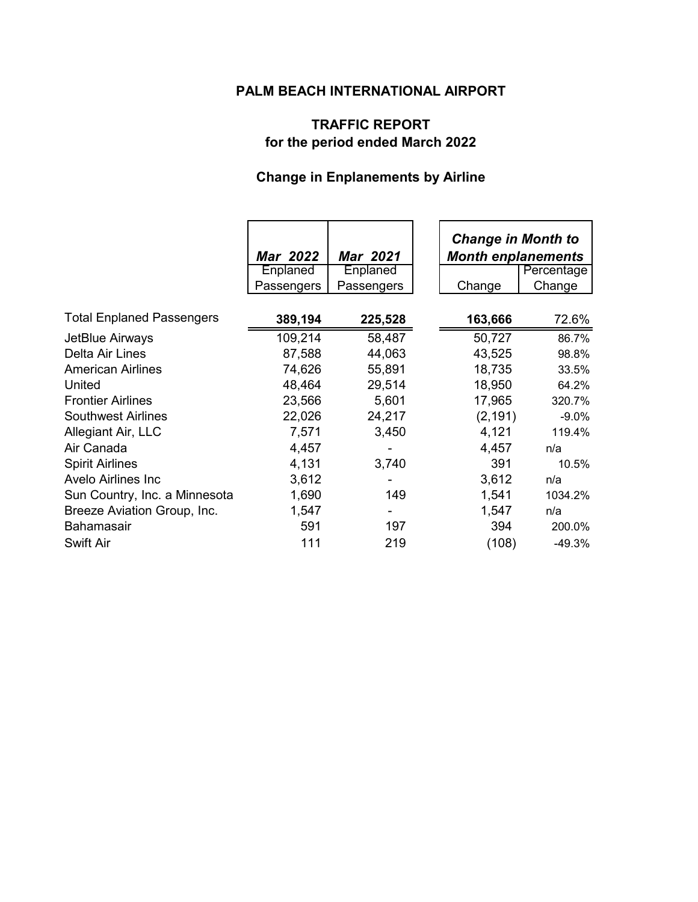# PALM BEACH INTERNATIONAL AIRPORT

## TRAFFIC REPORT
## for the period ended March 2022

### Change in Enplanements by Airline

| | *Mar 2022* | *Mar 2021* | *Change in Month to Month enplanements* | |
|---|---|---|---|---|
| | Enplaned Passengers | Enplaned Passengers | Change | Percentage Change |
| Total Enplaned Passengers | **389,194** | **225,528** | **163,666** | 72.6% |
| JetBlue Airways | 109,214 | 58,487 | 50,727 | 86.7% |
| Delta Air Lines | 87,588 | 44,063 | 43,525 | 98.8% |
| American Airlines | 74,626 | 55,891 | 18,735 | 33.5% |
| United | 48,464 | 29,514 | 18,950 | 64.2% |
| Frontier Airlines | 23,566 | 5,601 | 17,965 | 320.7% |
| Southwest Airlines | 22,026 | 24,217 | (2,191) | -9.0% |
| Allegiant Air, LLC | 7,571 | 3,450 | 4,121 | 119.4% |
| Air Canada | 4,457 | - | 4,457 | n/a |
| Spirit Airlines | 4,131 | 3,740 | 391 | 10.5% |
| Avelo Airlines Inc | 3,612 | - | 3,612 | n/a |
| Sun Country, Inc. a Minnesota | 1,690 | 149 | 1,541 | 1034.2% |
| Breeze Aviation Group, Inc. | 1,547 | - | 1,547 | n/a |
| Bahamasair | 591 | 197 | 394 | 200.0% |
| Swift Air | 111 | 219 | (108) | -49.3% |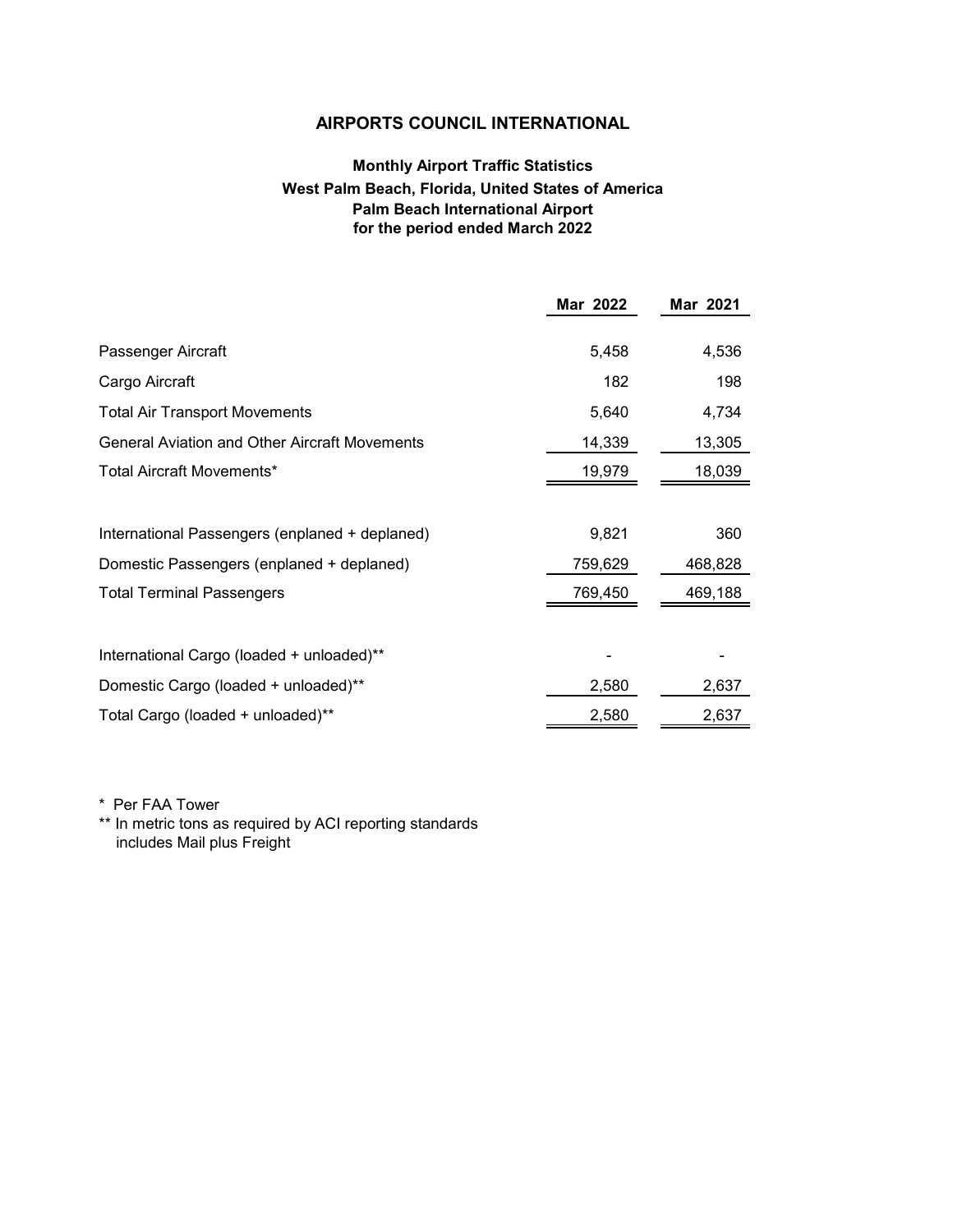# AIRPORTS COUNCIL INTERNATIONAL

## Monthly Airport Traffic Statistics
## West Palm Beach, Florida, United States of America
## Palm Beach International Airport
## for the period ended March 2022

| | Mar 2022 | Mar 2021 |
|---|---|---|
| Passenger Aircraft | 5,458 | 4,536 |
| Cargo Aircraft | 182 | 198 |
| Total Air Transport Movements | 5,640 | 4,734 |
| General Aviation and Other Aircraft Movements | 14,339 | 13,305 |
| Total Aircraft Movements* | 19,979 | 18,039 |
| | | |
| International Passengers (enplaned + deplaned) | 9,821 | 360 |
| Domestic Passengers (enplaned + deplaned) | 759,629 | 468,828 |
| Total Terminal Passengers | 769,450 | 469,188 |
| | | |
| International Cargo (loaded + unloaded)** | - | - |
| Domestic Cargo (loaded + unloaded)** | 2,580 | 2,637 |
| Total Cargo (loaded + unloaded)** | 2,580 | 2,637 |

* Per FAA Tower

** In metric tons as required by ACI reporting standards includes Mail plus Freight